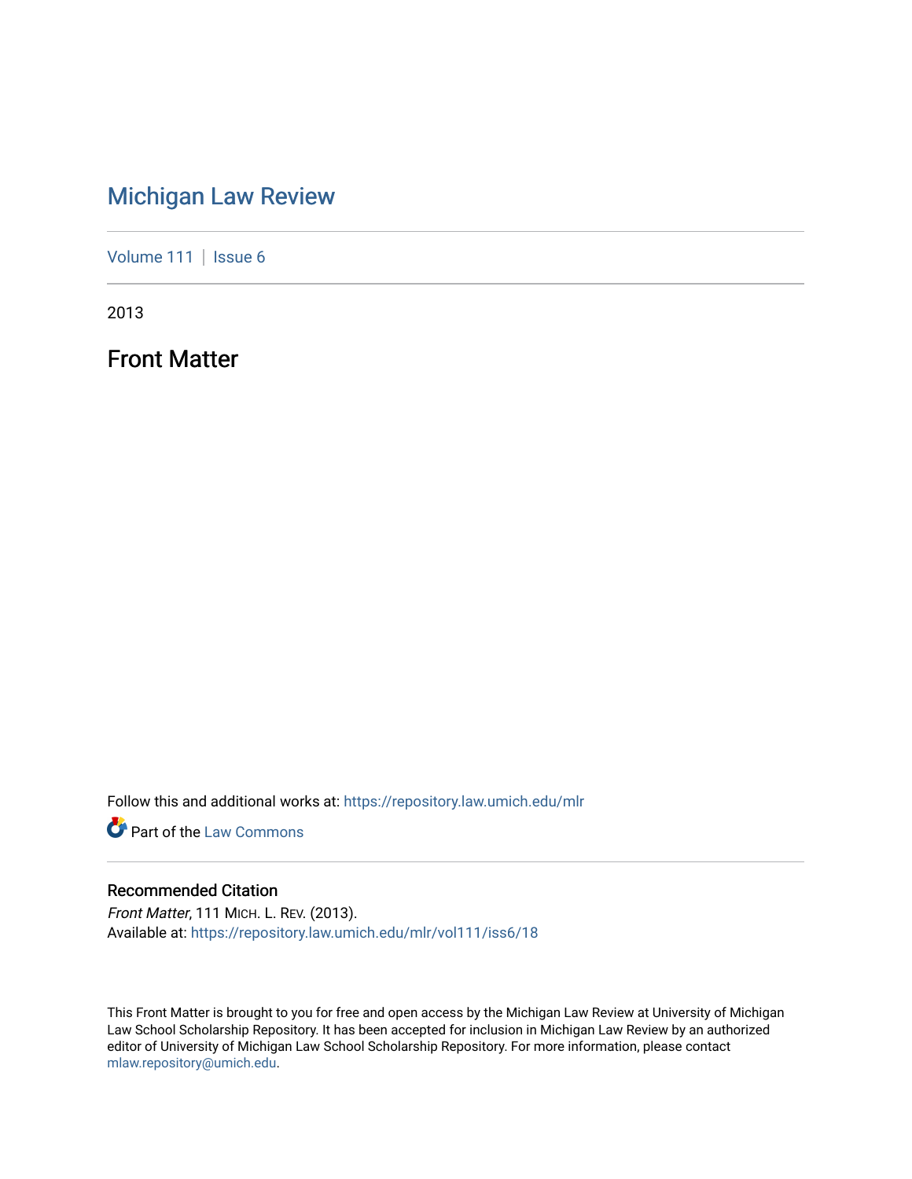# Michigan Law Review

Volume 111 | Issue 6

2013

## Front Matter

Follow this and additional works at: https://repository.law.umich.edu/mlr

Part of the Law Commons

### Recommended Citation

*Front Matter*, 111 MICH. L. REV. (2013).
Available at: https://repository.law.umich.edu/mlr/vol111/iss6/18

This Front Matter is brought to you for free and open access by the Michigan Law Review at University of Michigan Law School Scholarship Repository. It has been accepted for inclusion in Michigan Law Review by an authorized editor of University of Michigan Law School Scholarship Repository. For more information, please contact mlaw.repository@umich.edu.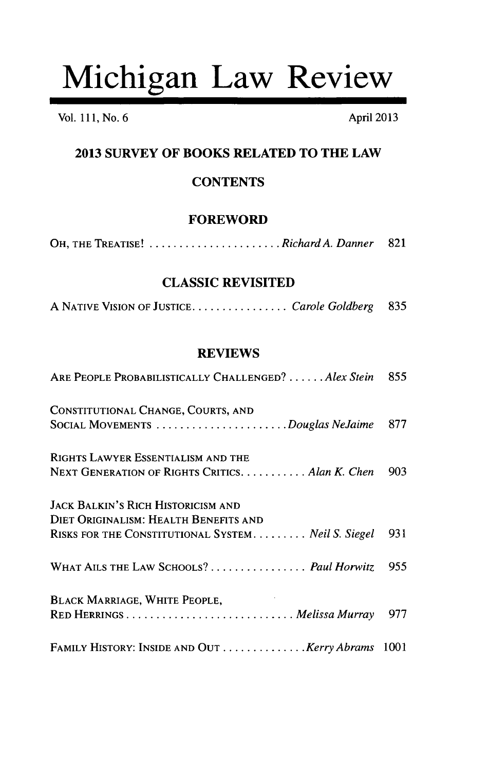# Michigan Law Review

Vol. 111, No. 6 April 2013

## 2013 SURVEY OF BOOKS RELATED TO THE LAW

### CONTENTS

### FOREWORD

OH, THE TREATISE! ....................... *Richard A. Danner* 821

### CLASSIC REVISITED

A NATIVE VISION OF JUSTICE................ *Carole Goldberg* 835

### REVIEWS

ARE PEOPLE PROBABILISTICALLY CHALLENGED? ...... *Alex Stein* 855

CONSTITUTIONAL CHANGE, COURTS, AND SOCIAL MOVEMENTS ....................... *Douglas NeJaime* 877

RIGHTS LAWYER ESSENTIALISM AND THE NEXT GENERATION OF RIGHTS CRITICS........... *Alan K. Chen* 903

JACK BALKIN'S RICH HISTORICISM AND DIET ORIGINALISM: HEALTH BENEFITS AND RISKS FOR THE CONSTITUTIONAL SYSTEM......... *Neil S. Siegel* 931

WHAT AILS THE LAW SCHOOLS? ................ *Paul Horwitz* 955

BLACK MARRIAGE, WHITE PEOPLE, RED HERRINGS ............................. *Melissa Murray* 977

FAMILY HISTORY: INSIDE AND OUT .............. *Kerry Abrams* 1001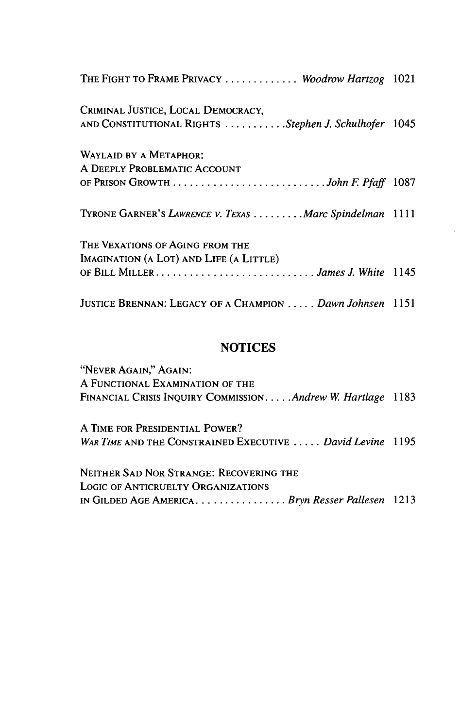THE FIGHT TO FRAME PRIVACY . . . . . . . . . . . . . *Woodrow Hartzog* 1021

CRIMINAL JUSTICE, LOCAL DEMOCRACY,
AND CONSTITUTIONAL RIGHTS . . . . . . . . . . . *Stephen J. Schulhofer* 1045

WAYLAID BY A METAPHOR:
A DEEPLY PROBLEMATIC ACCOUNT
OF PRISON GROWTH . . . . . . . . . . . . . . . . . . . . . . . . . . . *John F. Pfaff* 1087

TYRONE GARNER'S *LAWRENCE V. TEXAS* . . . . . . . . . *Marc Spindelman* 1111

THE VEXATIONS OF AGING FROM THE
IMAGINATION (A LOT) AND LIFE (A LITTLE)
OF BILL MILLER . . . . . . . . . . . . . . . . . . . . . . . . . . . . *James J. White* 1145

JUSTICE BRENNAN: LEGACY OF A CHAMPION . . . . . *Dawn Johnsen* 1151

## NOTICES

"NEVER AGAIN," AGAIN:
A FUNCTIONAL EXAMINATION OF THE
FINANCIAL CRISIS INQUIRY COMMISSION . . . . . *Andrew W. Hartlage* 1183

A TIME FOR PRESIDENTIAL POWER?
*WAR TIME* AND THE CONSTRAINED EXECUTIVE . . . . . *David Levine* 1195

NEITHER SAD NOR STRANGE: RECOVERING THE
LOGIC OF ANTICRUELTY ORGANIZATIONS
IN GILDED AGE AMERICA . . . . . . . . . . . . . . . . *Bryn Resser Pallesen* 1213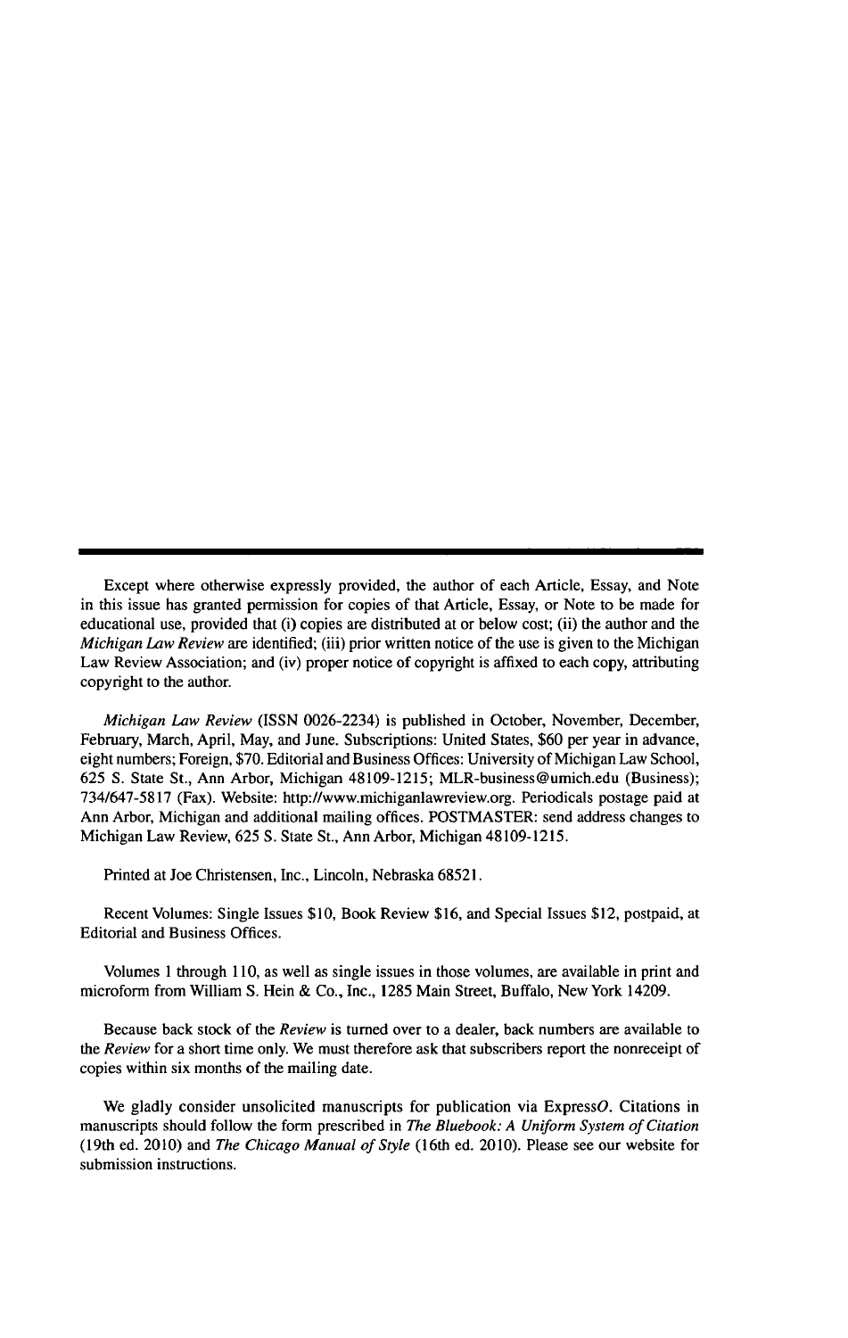Except where otherwise expressly provided, the author of each Article, Essay, and Note in this issue has granted permission for copies of that Article, Essay, or Note to be made for educational use, provided that (i) copies are distributed at or below cost; (ii) the author and the *Michigan Law Review* are identified; (iii) prior written notice of the use is given to the Michigan Law Review Association; and (iv) proper notice of copyright is affixed to each copy, attributing copyright to the author.

*Michigan Law Review* (ISSN 0026-2234) is published in October, November, December, February, March, April, May, and June. Subscriptions: United States, $60 per year in advance, eight numbers; Foreign, $70. Editorial and Business Offices: University of Michigan Law School, 625 S. State St., Ann Arbor, Michigan 48109-1215; MLR-business@umich.edu (Business); 734/647-5817 (Fax). Website: http://www.michiganlawreview.org. Periodicals postage paid at Ann Arbor, Michigan and additional mailing offices. POSTMASTER: send address changes to Michigan Law Review, 625 S. State St., Ann Arbor, Michigan 48109-1215.

Printed at Joe Christensen, Inc., Lincoln, Nebraska 68521.

Recent Volumes: Single Issues $10, Book Review $16, and Special Issues $12, postpaid, at Editorial and Business Offices.

Volumes 1 through 110, as well as single issues in those volumes, are available in print and microform from William S. Hein & Co., Inc., 1285 Main Street, Buffalo, New York 14209.

Because back stock of the *Review* is turned over to a dealer, back numbers are available to the *Review* for a short time only. We must therefore ask that subscribers report the nonreceipt of copies within six months of the mailing date.

We gladly consider unsolicited manuscripts for publication via Express*O*. Citations in manuscripts should follow the form prescribed in *The Bluebook: A Uniform System of Citation* (19th ed. 2010) and *The Chicago Manual of Style* (16th ed. 2010). Please see our website for submission instructions.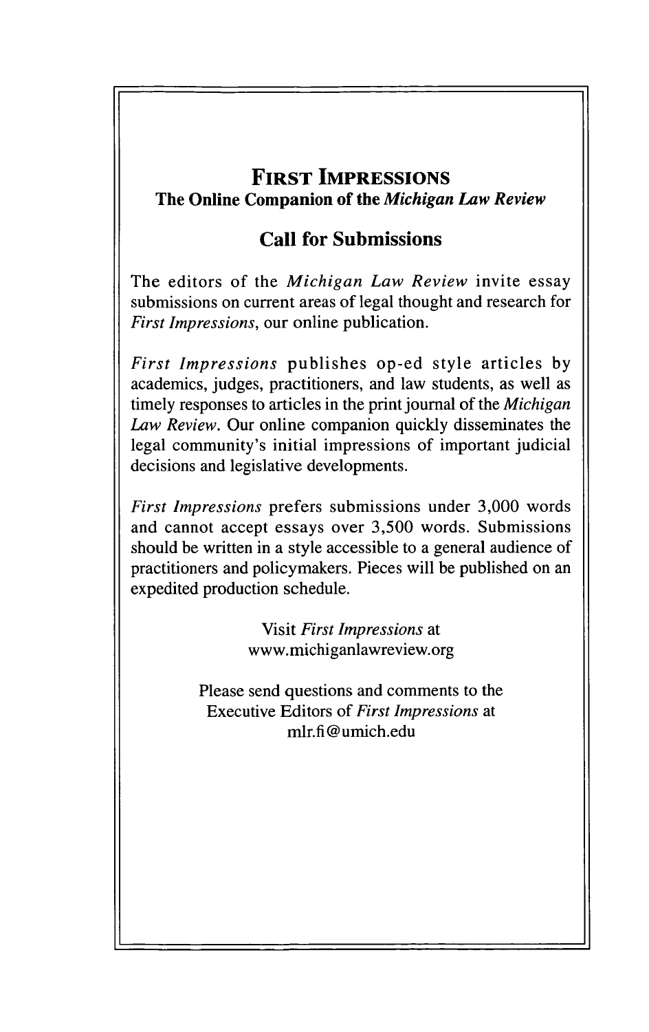# First Impressions

## The Online Companion of the *Michigan Law Review*

## Call for Submissions

The editors of the *Michigan Law Review* invite essay submissions on current areas of legal thought and research for *First Impressions*, our online publication.

*First Impressions* publishes op-ed style articles by academics, judges, practitioners, and law students, as well as timely responses to articles in the print journal of the *Michigan Law Review*. Our online companion quickly disseminates the legal community's initial impressions of important judicial decisions and legislative developments.

*First Impressions* prefers submissions under 3,000 words and cannot accept essays over 3,500 words. Submissions should be written in a style accessible to a general audience of practitioners and policymakers. Pieces will be published on an expedited production schedule.

Visit *First Impressions* at
www.michiganlawreview.org

Please send questions and comments to the
Executive Editors of *First Impressions* at
mlr.fi@umich.edu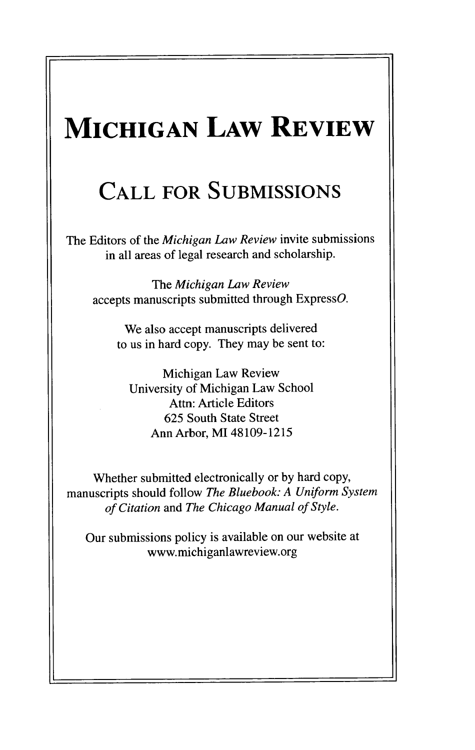# MICHIGAN LAW REVIEW

## CALL FOR SUBMISSIONS

The Editors of the *Michigan Law Review* invite submissions in all areas of legal research and scholarship.

The *Michigan Law Review* accepts manuscripts submitted through Express*O*.

We also accept manuscripts delivered to us in hard copy. They may be sent to:

Michigan Law Review
University of Michigan Law School
Attn: Article Editors
625 South State Street
Ann Arbor, MI 48109-1215

Whether submitted electronically or by hard copy, manuscripts should follow *The Bluebook: A Uniform System of Citation* and *The Chicago Manual of Style*.

Our submissions policy is available on our website at www.michiganlawreview.org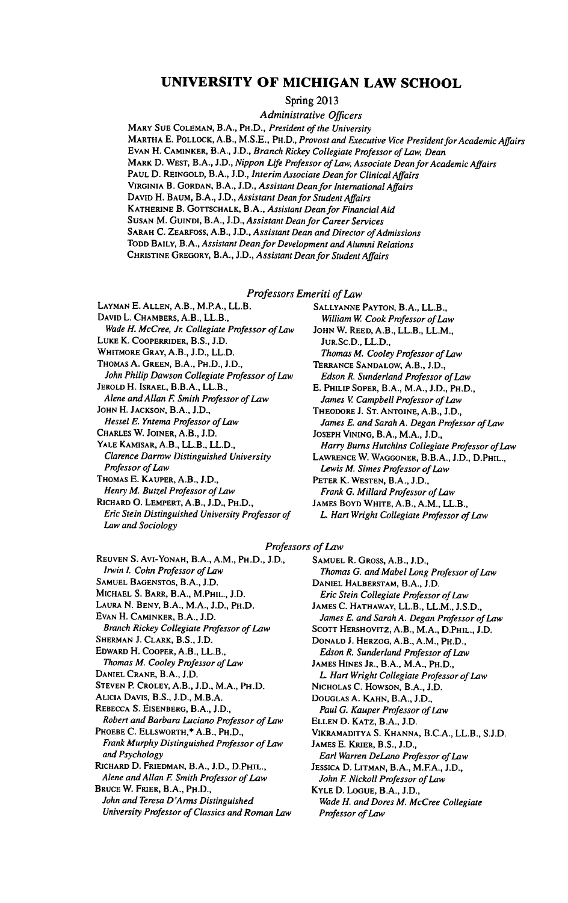## UNIVERSITY OF MICHIGAN LAW SCHOOL

Spring 2013

*Administrative Officers*

MARY SUE COLEMAN, B.A., PH.D., *President of the University*
MARTHA E. POLLOCK, A.B., M.S.E., PH.D., *Provost and Executive Vice President for Academic Affairs*
EVAN H. CAMINKER, B.A., J.D., *Branch Rickey Collegiate Professor of Law, Dean*
MARK D. WEST, B.A., J.D., *Nippon Life Professor of Law, Associate Dean for Academic Affairs*
PAUL D. REINGOLD, B.A., J.D., *Interim Associate Dean for Clinical Affairs*
VIRGINIA B. GORDAN, B.A., J.D., *Assistant Dean for International Affairs*
DAVID H. BAUM, B.A., J.D., *Assistant Dean for Student Affairs*
KATHERINE B. GOTTSCHALK, B.A., *Assistant Dean for Financial Aid*
SUSAN M. GUINDI, B.A., J.D., *Assistant Dean for Career Services*
SARAH C. ZEARFOSS, A.B., J.D., *Assistant Dean and Director of Admissions*
TODD BAILY, B.A., *Assistant Dean for Development and Alumni Relations*
CHRISTINE GREGORY, B.A., J.D., *Assistant Dean for Student Affairs*

*Professors Emeriti of Law*

LAYMAN E. ALLEN, A.B., M.P.A., LL.B.
DAVID L. CHAMBERS, A.B., LL.B., *Wade H. McCree, Jr. Collegiate Professor of Law*
LUKE K. COOPERRIDER, B.S., J.D.
WHITMORE GRAY, A.B., J.D., LL.D.
THOMAS A. GREEN, B.A., PH.D., J.D., *John Philip Dawson Collegiate Professor of Law*
JEROLD H. ISRAEL, B.B.A., LL.B., *Alene and Allan F. Smith Professor of Law*
JOHN H. JACKSON, B.A., J.D., *Hessel E. Yntema Professor of Law*
CHARLES W. JOINER, A.B., J.D.
YALE KAMISAR, A.B., LL.B., LL.D., *Clarence Darrow Distinguished University Professor of Law*
THOMAS E. KAUPER, A.B., J.D., *Henry M. Butzel Professor of Law*
RICHARD O. LEMPERT, A.B., J.D., PH.D., *Eric Stein Distinguished University Professor of Law and Sociology*
SALLYANNE PAYTON, B.A., LL.B., *William W. Cook Professor of Law*
JOHN W. REED, A.B., LL.B., LL.M., JUR.SC.D., LL.D., *Thomas M. Cooley Professor of Law*
TERRANCE SANDALOW, A.B., J.D., *Edson R. Sunderland Professor of Law*
E. PHILIP SOPER, B.A., M.A., J.D., PH.D., *James V. Campbell Professor of Law*
THEODORE J. ST. ANTOINE, A.B., J.D., *James E. and Sarah A. Degan Professor of Law*
JOSEPH VINING, B.A., M.A., J.D., *Harry Burns Hutchins Collegiate Professor of Law*
LAWRENCE W. WAGGONER, B.B.A., J.D., D.PHIL., *Lewis M. Simes Professor of Law*
PETER K. WESTEN, B.A., J.D., *Frank G. Millard Professor of Law*
JAMES BOYD WHITE, A.B., A.M., LL.B., *L. Hart Wright Collegiate Professor of Law*

*Professors of Law*

REUVEN S. AVI-YONAH, B.A., A.M., PH.D., J.D., *Irwin I. Cohn Professor of Law*
SAMUEL BAGENSTOS, B.A., J.D.
MICHAEL S. BARR, B.A., M.PHIL., J.D.
LAURA N. BENY, B.A., M.A., J.D., PH.D.
EVAN H. CAMINKER, B.A., J.D., *Branch Rickey Collegiate Professor of Law*
SHERMAN J. CLARK, B.S., J.D.
EDWARD H. COOPER, A.B., LL.B., *Thomas M. Cooley Professor of Law*
DANIEL CRANE, B.A., J.D.
STEVEN P. CROLEY, A.B., J.D., M.A., PH.D.
ALICIA DAVIS, B.S., J.D., M.B.A.
REBECCA S. EISENBERG, B.A., J.D., *Robert and Barbara Luciano Professor of Law*
PHOEBE C. ELLSWORTH,* A.B., PH.D., *Frank Murphy Distinguished Professor of Law and Psychology*
RICHARD D. FRIEDMAN, B.A., J.D., D.PHIL., *Alene and Allan F. Smith Professor of Law*
BRUCE W. FRIER, B.A., PH.D., *John and Teresa D'Arms Distinguished University Professor of Classics and Roman Law*
SAMUEL R. GROSS, A.B., J.D., *Thomas G. and Mabel Long Professor of Law*
DANIEL HALBERSTAM, B.A., J.D. *Eric Stein Collegiate Professor of Law*
JAMES C. HATHAWAY, LL.B., LL.M., J.S.D., *James E. and Sarah A. Degan Professor of Law*
SCOTT HERSHOVITZ, A.B., M.A., D.PHIL., J.D.
DONALD J. HERZOG, A.B., A.M., PH.D., *Edson R. Sunderland Professor of Law*
JAMES HINES JR., B.A., M.A., PH.D., *L. Hart Wright Collegiate Professor of Law*
NICHOLAS C. HOWSON, B.A., J.D.
DOUGLAS A. KAHN, B.A., J.D., *Paul G. Kauper Professor of Law*
ELLEN D. KATZ, B.A., J.D.
VIKRAMADITYA S. KHANNA, B.C.A., LL.B., S.J.D.
JAMES E. KRIER, B.S., J.D., *Earl Warren DeLano Professor of Law*
JESSICA D. LITMAN, B.A., M.F.A., J.D., *John F. Nickoll Professor of Law*
KYLE D. LOGUE, B.A., J.D., *Wade H. and Dores M. McCree Collegiate Professor of Law*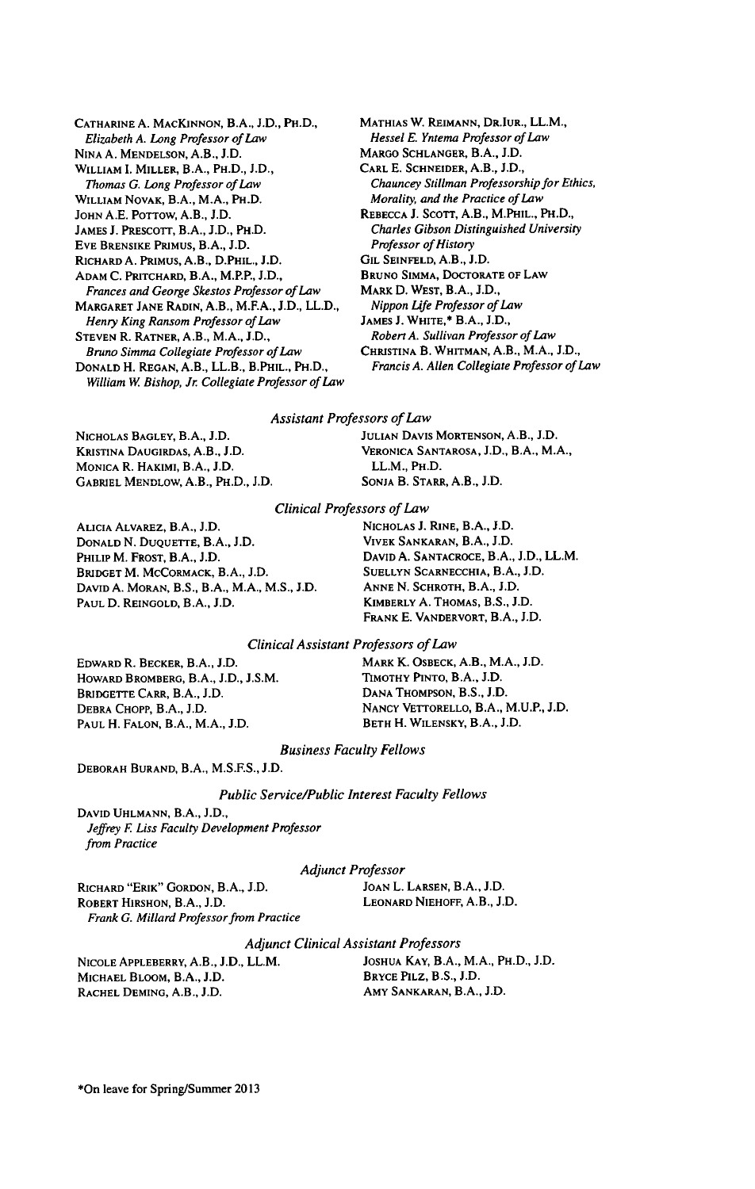CATHARINE A. MACKINNON, B.A., J.D., PH.D.,
*Elizabeth A. Long Professor of Law*
NINA A. MENDELSON, A.B., J.D.
WILLIAM I. MILLER, B.A., PH.D., J.D.,
*Thomas G. Long Professor of Law*
WILLIAM NOVAK, B.A., M.A., PH.D.
JOHN A.E. POTTOW, A.B., J.D.
JAMES J. PRESCOTT, B.A., J.D., PH.D.
EVE BRENSIKE PRIMUS, B.A., J.D.
RICHARD A. PRIMUS, A.B., D.PHIL., J.D.
ADAM C. PRITCHARD, B.A., M.P.P., J.D.,
*Frances and George Skestos Professor of Law*
MARGARET JANE RADIN, A.B., M.F.A., J.D., LL.D.,
*Henry King Ransom Professor of Law*
STEVEN R. RATNER, A.B., M.A., J.D.,
*Bruno Simma Collegiate Professor of Law*
DONALD H. REGAN, A.B., LL.B., B.PHIL., PH.D.,
*William W. Bishop, Jr. Collegiate Professor of Law*
MATHIAS W. REIMANN, DR.IUR., LL.M.,
*Hessel E. Yntema Professor of Law*
MARGO SCHLANGER, B.A., J.D.
CARL E. SCHNEIDER, A.B., J.D.,
*Chauncey Stillman Professorship for Ethics, Morality, and the Practice of Law*
REBECCA J. SCOTT, A.B., M.PHIL., PH.D.,
*Charles Gibson Distinguished University Professor of History*
GIL SEINFELD, A.B., J.D.
BRUNO SIMMA, DOCTORATE OF LAW
MARK D. WEST, B.A., J.D.,
*Nippon Life Professor of Law*
JAMES J. WHITE,* B.A., J.D.,
*Robert A. Sullivan Professor of Law*
CHRISTINA B. WHITMAN, A.B., M.A., J.D.,
*Francis A. Allen Collegiate Professor of Law*

*Assistant Professors of Law*

NICHOLAS BAGLEY, B.A., J.D.
KRISTINA DAUGIRDAS, A.B., J.D.
MONICA R. HAKIMI, B.A., J.D.
GABRIEL MENDLOW, A.B., PH.D., J.D.
JULIAN DAVIS MORTENSON, A.B., J.D.
VERONICA SANTAROSA, J.D., B.A., M.A., LL.M., PH.D.
SONJA B. STARR, A.B., J.D.

*Clinical Professors of Law*

ALICIA ALVAREZ, B.A., J.D.
DONALD N. DUQUETTE, B.A., J.D.
PHILIP M. FROST, B.A., J.D.
BRIDGET M. MCCORMACK, B.A., J.D.
DAVID A. MORAN, B.S., B.A., M.A., M.S., J.D.
PAUL D. REINGOLD, B.A., J.D.
NICHOLAS J. RINE, B.A., J.D.
VIVEK SANKARAN, B.A., J.D.
DAVID A. SANTACROCE, B.A., J.D., LL.M.
SUELLYN SCARNECCHIA, B.A., J.D.
ANNE N. SCHROTH, B.A., J.D.
KIMBERLY A. THOMAS, B.S., J.D.
FRANK E. VANDERVORT, B.A., J.D.

*Clinical Assistant Professors of Law*

EDWARD R. BECKER, B.A., J.D.
HOWARD BROMBERG, B.A., J.D., J.S.M.
BRIDGETTE CARR, B.A., J.D.
DEBRA CHOPP, B.A., J.D.
PAUL H. FALON, B.A., M.A., J.D.
MARK K. OSBECK, A.B., M.A., J.D.
TIMOTHY PINTO, B.A., J.D.
DANA THOMPSON, B.S., J.D.
NANCY VETTORELLO, B.A., M.U.P., J.D.
BETH H. WILENSKY, B.A., J.D.

*Business Faculty Fellows*

DEBORAH BURAND, B.A., M.S.F.S., J.D.

*Public Service/Public Interest Faculty Fellows*

DAVID UHLMANN, B.A., J.D.,
*Jeffrey F. Liss Faculty Development Professor from Practice*

*Adjunct Professor*

RICHARD "ERIK" GORDON, B.A., J.D.
ROBERT HIRSHON, B.A., J.D.
*Frank G. Millard Professor from Practice*
JOAN L. LARSEN, B.A., J.D.
LEONARD NIEHOFF, A.B., J.D.

*Adjunct Clinical Assistant Professors*

NICOLE APPLEBERRY, A.B., J.D., LL.M.
MICHAEL BLOOM, B.A., J.D.
RACHEL DEMING, A.B., J.D.
JOSHUA KAY, B.A., M.A., PH.D., J.D.
BRYCE PILZ, B.S., J.D.
AMY SANKARAN, B.A., J.D.

*On leave for Spring/Summer 2013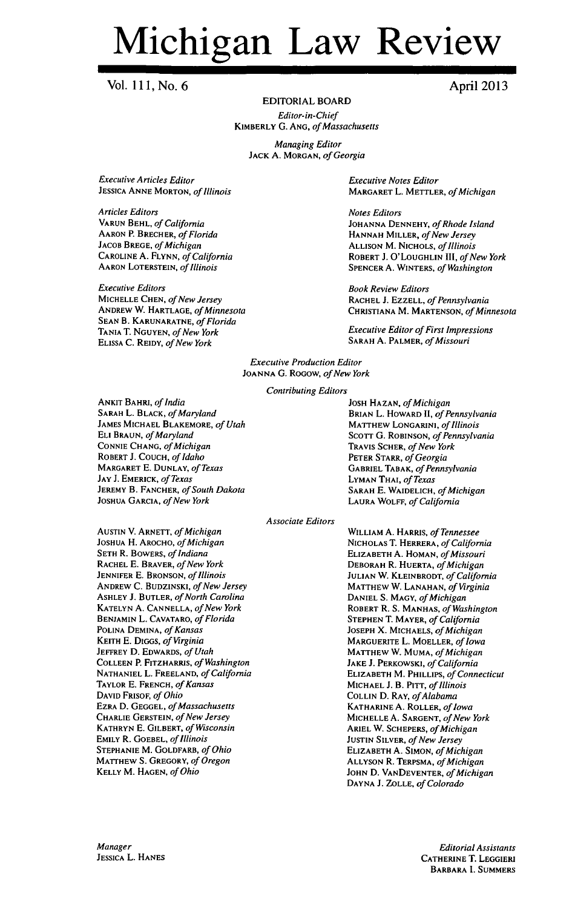# Michigan Law Review

Vol. 111, No. 6

April 2013

EDITORIAL BOARD

*Editor-in-Chief*
KIMBERLY G. ANG, *of Massachusetts*

*Managing Editor*
JACK A. MORGAN, *of Georgia*

*Executive Articles Editor*
JESSICA ANNE MORTON, *of Illinois*

*Articles Editors*
VARUN BEHL, *of California*
AARON P. BRECHER, *of Florida*
JACOB BREGE, *of Michigan*
CAROLINE A. FLYNN, *of California*
AARON LOTERSTEIN, *of Illinois*

*Executive Editors*
MICHELLE CHEN, *of New Jersey*
ANDREW W. HARTLAGE, *of Minnesota*
SEAN B. KARUNARATNE, *of Florida*
TANIA T. NGUYEN, *of New York*
ELISSA C. REIDY, *of New York*

*Executive Notes Editor*
MARGARET L. METTLER, *of Michigan*

*Notes Editors*
JOHANNA DENNEHY, *of Rhode Island*
HANNAH MILLER, *of New Jersey*
ALLISON M. NICHOLS, *of Illinois*
ROBERT J. O'LOUGHLIN III, *of New York*
SPENCER A. WINTERS, *of Washington*

*Book Review Editors*
RACHEL J. EZZELL, *of Pennsylvania*
CHRISTIANA M. MARTENSON, *of Minnesota*

*Executive Editor of First Impressions*
SARAH A. PALMER, *of Missouri*

*Executive Production Editor*
JOANNA G. ROGOW, *of New York*

*Contributing Editors*

ANKIT BAHRI, *of India*
SARAH L. BLACK, *of Maryland*
JAMES MICHAEL BLAKEMORE, *of Utah*
ELI BRAUN, *of Maryland*
CONNIE CHANG, *of Michigan*
ROBERT J. COUCH, *of Idaho*
MARGARET E. DUNLAY, *of Texas*
JAY J. EMERICK, *of Texas*
JEREMY B. FANCHER, *of South Dakota*
JOSHUA GARCIA, *of New York*
JOSH HAZAN, *of Michigan*
BRIAN L. HOWARD II, *of Pennsylvania*
MATTHEW LONGARINI, *of Illinois*
SCOTT G. ROBINSON, *of Pennsylvania*
TRAVIS SCHER, *of New York*
PETER STARR, *of Georgia*
GABRIEL TABAK, *of Pennsylvania*
LYMAN THAI, *of Texas*
SARAH E. WAIDELICH, *of Michigan*
LAURA WOLFF, *of California*

*Associate Editors*

AUSTIN V. ARNETT, *of Michigan*
JOSHUA H. AROCHO, *of Michigan*
SETH R. BOWERS, *of Indiana*
RACHEL E. BRAVER, *of New York*
JENNIFER E. BRONSON, *of Illinois*
ANDREW C. BUDZINSKI, *of New Jersey*
ASHLEY J. BUTLER, *of North Carolina*
KATELYN A. CANNELLA, *of New York*
BENJAMIN L. CAVATARO, *of Florida*
POLINA DEMINA, *of Kansas*
KEITH E. DIGGS, *of Virginia*
JEFFREY D. EDWARDS, *of Utah*
COLLEEN P. FITZHARRIS, *of Washington*
NATHANIEL L. FREELAND, *of California*
TAYLOR E. FRENCH, *of Kansas*
DAVID FRISOF, *of Ohio*
EZRA D. GEGGEL, *of Massachusetts*
CHARLIE GERSTEIN, *of New Jersey*
KATHRYN E. GILBERT, *of Wisconsin*
EMILY R. GOEBEL, *of Illinois*
STEPHANIE M. GOLDFARB, *of Ohio*
MATTHEW S. GREGORY, *of Oregon*
KELLY M. HAGEN, *of Ohio*
WILLIAM A. HARRIS, *of Tennessee*
NICHOLAS T. HERRERA, *of California*
ELIZABETH A. HOMAN, *of Missouri*
DEBORAH R. HUERTA, *of Michigan*
JULIAN W. KLEINBRODT, *of California*
MATTHEW W. LANAHAN, *of Virginia*
DANIEL S. MAGY, *of Michigan*
ROBERT R. S. MANHAS, *of Washington*
STEPHEN T. MAYER, *of California*
JOSEPH X. MICHAELS, *of Michigan*
MARGUERITE L. MOELLER, *of Iowa*
MATTHEW W. MUMA, *of Michigan*
JAKE J. PERKOWSKI, *of California*
ELIZABETH M. PHILLIPS, *of Connecticut*
MICHAEL J. B. PITT, *of Illinois*
COLLIN D. RAY, *of Alabama*
KATHARINE A. ROLLER, *of Iowa*
MICHELLE A. SARGENT, *of New York*
ARIEL W. SCHEPERS, *of Michigan*
JUSTIN SILVER, *of New Jersey*
ELIZABETH A. SIMON, *of Michigan*
ALLYSON R. TERPSMA, *of Michigan*
JOHN D. VANDEVENTER, *of Michigan*
DAYNA J. ZOLLE, *of Colorado*

*Manager*
JESSICA L. HANES

*Editorial Assistants*
CATHERINE T. LEGGIERI
BARBARA I. SUMMERS